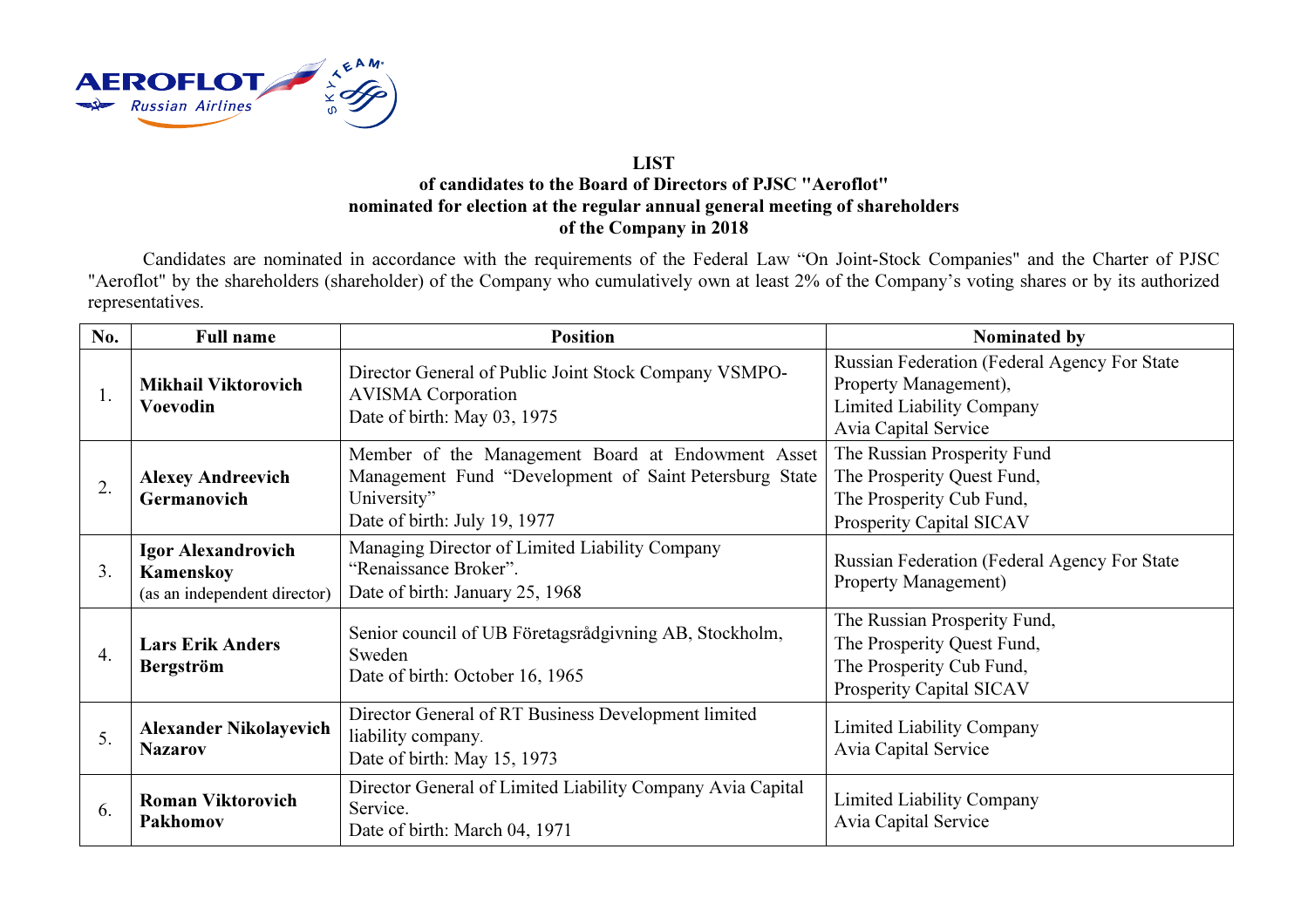**LIST**
**of candidates to the Board of Directors of PJSC "Aeroflot"**
**nominated for election at the regular annual general meeting of shareholders**
**of the Company in 2018**

Candidates are nominated in accordance with the requirements of the Federal Law "On Joint-Stock Companies" and the Charter of PJSC "Aeroflot" by the shareholders (shareholder) of the Company who cumulatively own at least 2% of the Company's voting shares or by its authorized representatives.

| No. | Full name | Position | Nominated by |
|---|---|---|---|
| 1. | **Mikhail Viktorovich Voevodin** | Director General of Public Joint Stock Company VSMPO-AVISMA Corporation<br>Date of birth: May 03, 1975 | Russian Federation (Federal Agency For State Property Management),<br>Limited Liability Company<br>Avia Capital Service |
| 2. | **Alexey Andreevich Germanovich** | Member of the Management Board at Endowment Asset Management Fund "Development of Saint Petersburg State University"<br>Date of birth: July 19, 1977 | The Russian Prosperity Fund<br>The Prosperity Quest Fund,<br>The Prosperity Cub Fund,<br>Prosperity Capital SICAV |
| 3. | **Igor Alexandrovich Kamenskoy**<br>(as an independent director) | Managing Director of Limited Liability Company "Renaissance Broker".<br>Date of birth: January 25, 1968 | Russian Federation (Federal Agency For State Property Management) |
| 4. | **Lars Erik Anders Bergström** | Senior council of UB Företagsrådgivning AB, Stockholm, Sweden<br>Date of birth: October 16, 1965 | The Russian Prosperity Fund,<br>The Prosperity Quest Fund,<br>The Prosperity Cub Fund,<br>Prosperity Capital SICAV |
| 5. | **Alexander Nikolayevich Nazarov** | Director General of RT Business Development limited liability company.<br>Date of birth: May 15, 1973 | Limited Liability Company<br>Avia Capital Service |
| 6. | **Roman Viktorovich Pakhomov** | Director General of Limited Liability Company Avia Capital Service.<br>Date of birth: March 04, 1971 | Limited Liability Company<br>Avia Capital Service |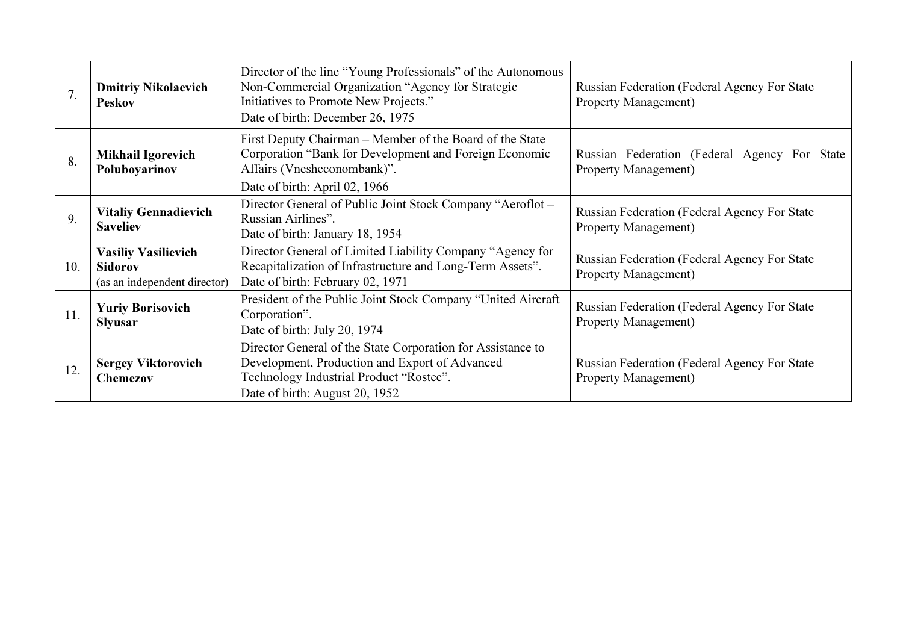| | | | |
|---|---|---|---|
| 7. | **Dmitriy Nikolaevich Peskov** | Director of the line "Young Professionals" of the Autonomous Non-Commercial Organization "Agency for Strategic Initiatives to Promote New Projects."<br>Date of birth: December 26, 1975 | Russian Federation (Federal Agency For State Property Management) |
| 8. | **Mikhail Igorevich Poluboyarinov** | First Deputy Chairman – Member of the Board of the State Corporation "Bank for Development and Foreign Economic Affairs (Vnesheconombank)".<br>Date of birth: April 02, 1966 | Russian Federation (Federal Agency For State Property Management) |
| 9. | **Vitaliy Gennadievich Saveliev** | Director General of Public Joint Stock Company "Aeroflot – Russian Airlines".<br>Date of birth: January 18, 1954 | Russian Federation (Federal Agency For State Property Management) |
| 10. | **Vasiliy Vasilievich Sidorov**<br>(as an independent director) | Director General of Limited Liability Company "Agency for Recapitalization of Infrastructure and Long-Term Assets".<br>Date of birth: February 02, 1971 | Russian Federation (Federal Agency For State Property Management) |
| 11. | **Yuriy Borisovich Slyusar** | President of the Public Joint Stock Company "United Aircraft Corporation".<br>Date of birth: July 20, 1974 | Russian Federation (Federal Agency For State Property Management) |
| 12. | **Sergey Viktorovich Chemezov** | Director General of the State Corporation for Assistance to Development, Production and Export of Advanced Technology Industrial Product "Rostec".<br>Date of birth: August 20, 1952 | Russian Federation (Federal Agency For State Property Management) |